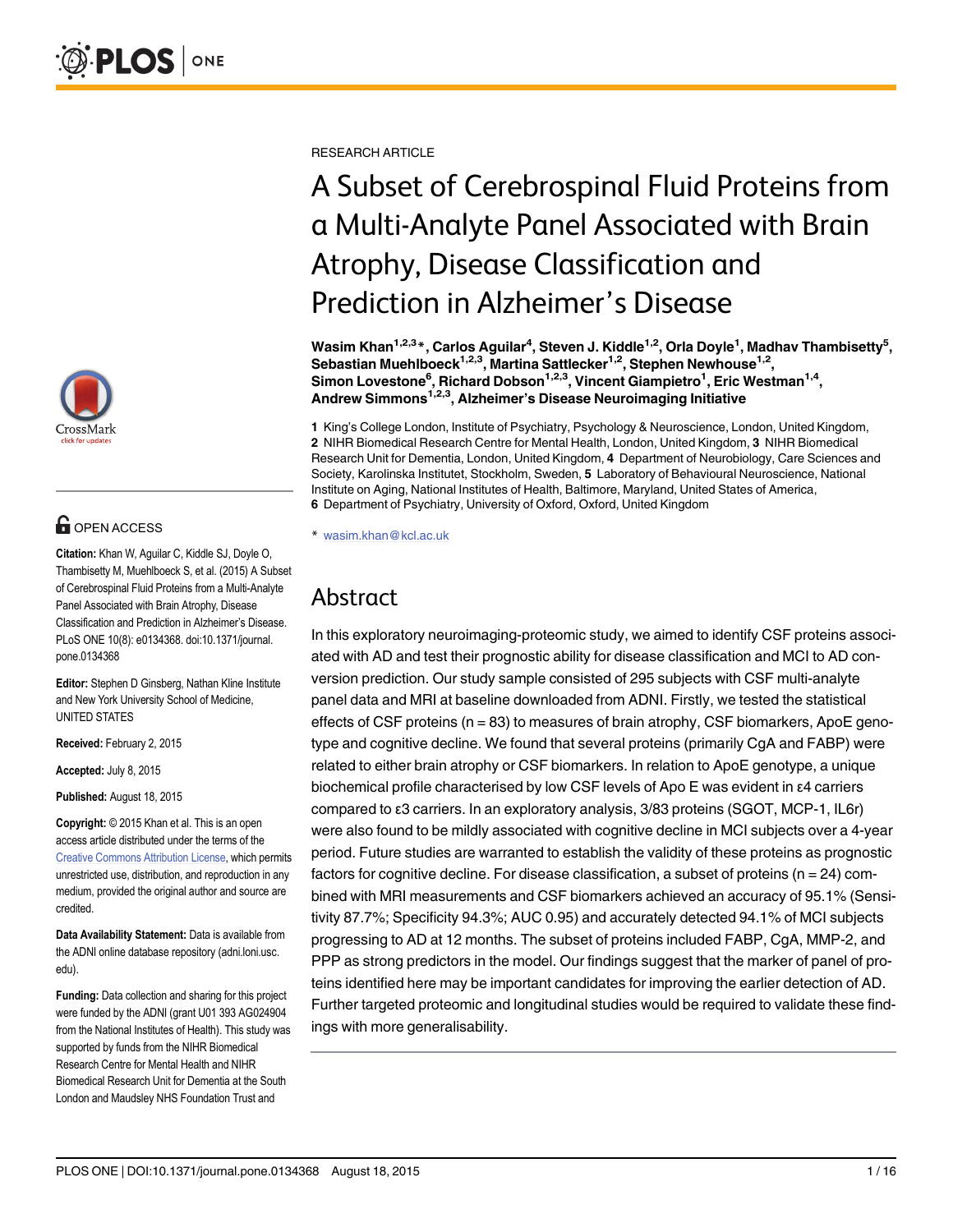RESEARCH ARTICLE

# A Subset of Cerebrospinal Fluid Proteins from a Multi-Analyte Panel Associated with Brain Atrophy, Disease Classification and Prediction in Alzheimer's Disease

**Wasim Khan[1,2,3]\*, Carlos Aguilar[4], Steven J. Kiddle[1,2], Orla Doyle[1], Madhav Thambisetty[5], Sebastian Muehlboeck[1,2,3], Martina Sattlecker[1,2], Stephen Newhouse[1,2], Simon Lovestone[6], Richard Dobson[1,2,3], Vincent Giampietro[1], Eric Westman[1,4], Andrew Simmons[1,2,3], Alzheimer's Disease Neuroimaging Initiative**

**1** King's College London, Institute of Psychiatry, Psychology & Neuroscience, London, United Kingdom, **2** NIHR Biomedical Research Centre for Mental Health, London, United Kingdom, **3** NIHR Biomedical Research Unit for Dementia, London, United Kingdom, **4** Department of Neurobiology, Care Sciences and Society, Karolinska Institutet, Stockholm, Sweden, **5** Laboratory of Behavioural Neuroscience, National Institute on Aging, National Institutes of Health, Baltimore, Maryland, United States of America, **6** Department of Psychiatry, University of Oxford, Oxford, United Kingdom

\* wasim.khan@kcl.ac.uk

## Abstract

In this exploratory neuroimaging-proteomic study, we aimed to identify CSF proteins associated with AD and test their prognostic ability for disease classification and MCI to AD conversion prediction. Our study sample consisted of 295 subjects with CSF multi-analyte panel data and MRI at baseline downloaded from ADNI. Firstly, we tested the statistical effects of CSF proteins (n = 83) to measures of brain atrophy, CSF biomarkers, ApoE genotype and cognitive decline. We found that several proteins (primarily CgA and FABP) were related to either brain atrophy or CSF biomarkers. In relation to ApoE genotype, a unique biochemical profile characterised by low CSF levels of Apo E was evident in ε4 carriers compared to ε3 carriers. In an exploratory analysis, 3/83 proteins (SGOT, MCP-1, IL6r) were also found to be mildly associated with cognitive decline in MCI subjects over a 4-year period. Future studies are warranted to establish the validity of these proteins as prognostic factors for cognitive decline. For disease classification, a subset of proteins (n = 24) combined with MRI measurements and CSF biomarkers achieved an accuracy of 95.1% (Sensitivity 87.7%; Specificity 94.3%; AUC 0.95) and accurately detected 94.1% of MCI subjects progressing to AD at 12 months. The subset of proteins included FABP, CgA, MMP-2, and PPP as strong predictors in the model. Our findings suggest that the marker of panel of proteins identified here may be important candidates for improving the earlier detection of AD. Further targeted proteomic and longitudinal studies would be required to validate these findings with more generalisability.

OPEN ACCESS

**Citation:** Khan W, Aguilar C, Kiddle SJ, Doyle O, Thambisetty M, Muehlboeck S, et al. (2015) A Subset of Cerebrospinal Fluid Proteins from a Multi-Analyte Panel Associated with Brain Atrophy, Disease Classification and Prediction in Alzheimer's Disease. PLoS ONE 10(8): e0134368. doi:10.1371/journal.pone.0134368

**Editor:** Stephen D Ginsberg, Nathan Kline Institute and New York University School of Medicine, UNITED STATES

**Received:** February 2, 2015

**Accepted:** July 8, 2015

**Published:** August 18, 2015

**Copyright:** © 2015 Khan et al. This is an open access article distributed under the terms of the Creative Commons Attribution License, which permits unrestricted use, distribution, and reproduction in any medium, provided the original author and source are credited.

**Data Availability Statement:** Data is available from the ADNI online database repository (adni.loni.usc.edu).

**Funding:** Data collection and sharing for this project were funded by the ADNI (grant U01 393 AG024904 from the National Institutes of Health). This study was supported by funds from the NIHR Biomedical Research Centre for Mental Health and NIHR Biomedical Research Unit for Dementia at the South London and Maudsley NHS Foundation Trust and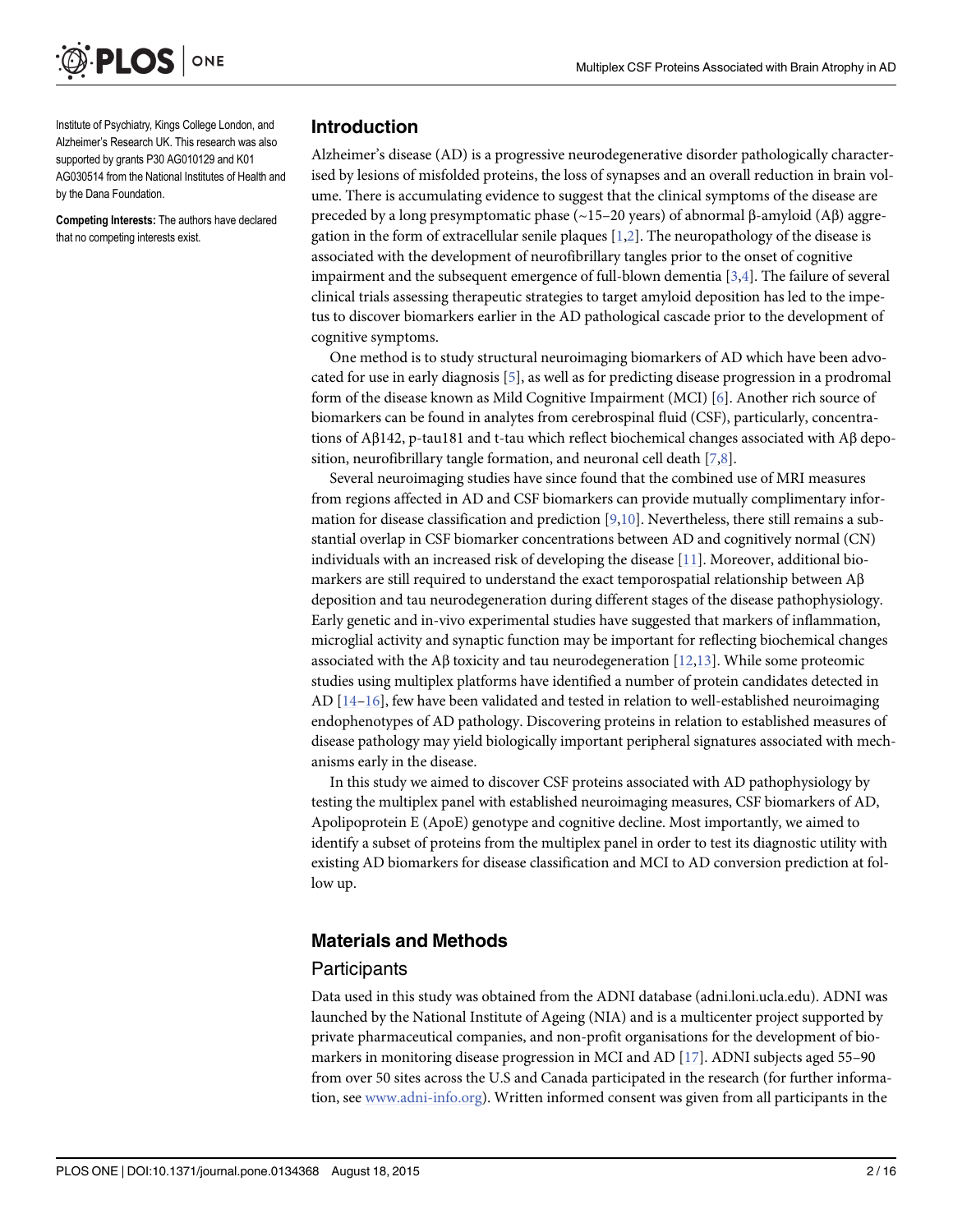Institute of Psychiatry, Kings College London, and Alzheimer's Research UK. This research was also supported by grants P30 AG010129 and K01 AG030514 from the National Institutes of Health and by the Dana Foundation.

**Competing Interests:** The authors have declared that no competing interests exist.

## Introduction

Alzheimer's disease (AD) is a progressive neurodegenerative disorder pathologically characterised by lesions of misfolded proteins, the loss of synapses and an overall reduction in brain volume. There is accumulating evidence to suggest that the clinical symptoms of the disease are preceded by a long presymptomatic phase (~15–20 years) of abnormal β-amyloid (Aβ) aggregation in the form of extracellular senile plaques [1,2]. The neuropathology of the disease is associated with the development of neurofibrillary tangles prior to the onset of cognitive impairment and the subsequent emergence of full-blown dementia [3,4]. The failure of several clinical trials assessing therapeutic strategies to target amyloid deposition has led to the impetus to discover biomarkers earlier in the AD pathological cascade prior to the development of cognitive symptoms.

One method is to study structural neuroimaging biomarkers of AD which have been advocated for use in early diagnosis [5], as well as for predicting disease progression in a prodromal form of the disease known as Mild Cognitive Impairment (MCI) [6]. Another rich source of biomarkers can be found in analytes from cerebrospinal fluid (CSF), particularly, concentrations of Aβ142, p-tau181 and t-tau which reflect biochemical changes associated with Aβ deposition, neurofibrillary tangle formation, and neuronal cell death [7,8].

Several neuroimaging studies have since found that the combined use of MRI measures from regions affected in AD and CSF biomarkers can provide mutually complimentary information for disease classification and prediction [9,10]. Nevertheless, there still remains a substantial overlap in CSF biomarker concentrations between AD and cognitively normal (CN) individuals with an increased risk of developing the disease [11]. Moreover, additional biomarkers are still required to understand the exact temporospatial relationship between Aβ deposition and tau neurodegeneration during different stages of the disease pathophysiology. Early genetic and in-vivo experimental studies have suggested that markers of inflammation, microglial activity and synaptic function may be important for reflecting biochemical changes associated with the Aβ toxicity and tau neurodegeneration [12,13]. While some proteomic studies using multiplex platforms have identified a number of protein candidates detected in AD [14–16], few have been validated and tested in relation to well-established neuroimaging endophenotypes of AD pathology. Discovering proteins in relation to established measures of disease pathology may yield biologically important peripheral signatures associated with mechanisms early in the disease.

In this study we aimed to discover CSF proteins associated with AD pathophysiology by testing the multiplex panel with established neuroimaging measures, CSF biomarkers of AD, Apolipoprotein E (ApoE) genotype and cognitive decline. Most importantly, we aimed to identify a subset of proteins from the multiplex panel in order to test its diagnostic utility with existing AD biomarkers for disease classification and MCI to AD conversion prediction at follow up.

## Materials and Methods

### Participants

Data used in this study was obtained from the ADNI database (adni.loni.ucla.edu). ADNI was launched by the National Institute of Ageing (NIA) and is a multicenter project supported by private pharmaceutical companies, and non-profit organisations for the development of biomarkers in monitoring disease progression in MCI and AD [17]. ADNI subjects aged 55–90 from over 50 sites across the U.S and Canada participated in the research (for further information, see www.adni-info.org). Written informed consent was given from all participants in the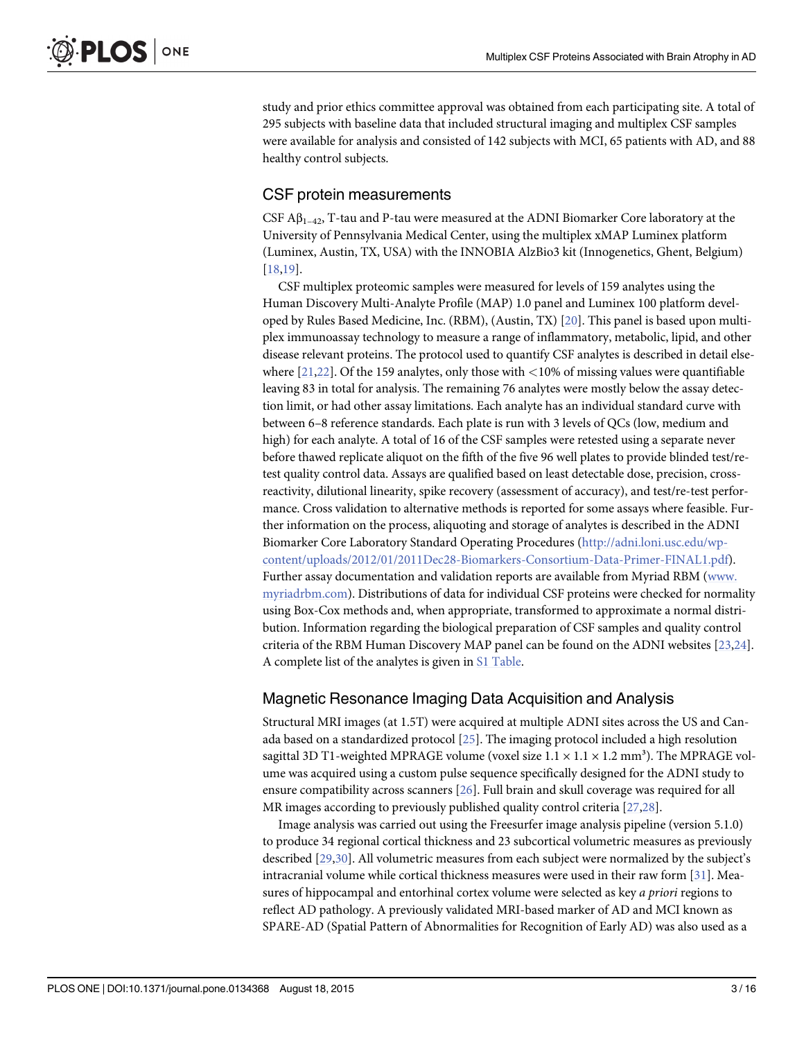study and prior ethics committee approval was obtained from each participating site. A total of 295 subjects with baseline data that included structural imaging and multiplex CSF samples were available for analysis and consisted of 142 subjects with MCI, 65 patients with AD, and 88 healthy control subjects.

## CSF protein measurements

CSF $A\beta_{1-42}$, T-tau and P-tau were measured at the ADNI Biomarker Core laboratory at the University of Pennsylvania Medical Center, using the multiplex xMAP Luminex platform (Luminex, Austin, TX, USA) with the INNOBIA AlzBio3 kit (Innogenetics, Ghent, Belgium) [18,19].

CSF multiplex proteomic samples were measured for levels of 159 analytes using the Human Discovery Multi-Analyte Profile (MAP) 1.0 panel and Luminex 100 platform developed by Rules Based Medicine, Inc. (RBM), (Austin, TX) [20]. This panel is based upon multiplex immunoassay technology to measure a range of inflammatory, metabolic, lipid, and other disease relevant proteins. The protocol used to quantify CSF analytes is described in detail elsewhere [21,22]. Of the 159 analytes, only those with <10% of missing values were quantifiable leaving 83 in total for analysis. The remaining 76 analytes were mostly below the assay detection limit, or had other assay limitations. Each analyte has an individual standard curve with between 6–8 reference standards. Each plate is run with 3 levels of QCs (low, medium and high) for each analyte. A total of 16 of the CSF samples were retested using a separate never before thawed replicate aliquot on the fifth of the five 96 well plates to provide blinded test/re-test quality control data. Assays are qualified based on least detectable dose, precision, cross-reactivity, dilutional linearity, spike recovery (assessment of accuracy), and test/re-test performance. Cross validation to alternative methods is reported for some assays where feasible. Further information on the process, aliquoting and storage of analytes is described in the ADNI Biomarker Core Laboratory Standard Operating Procedures (http://adni.loni.usc.edu/wp-content/uploads/2012/01/2011Dec28-Biomarkers-Consortium-Data-Primer-FINAL1.pdf). Further assay documentation and validation reports are available from Myriad RBM (www.myriadrbm.com). Distributions of data for individual CSF proteins were checked for normality using Box-Cox methods and, when appropriate, transformed to approximate a normal distribution. Information regarding the biological preparation of CSF samples and quality control criteria of the RBM Human Discovery MAP panel can be found on the ADNI websites [23,24]. A complete list of the analytes is given in S1 Table.

## Magnetic Resonance Imaging Data Acquisition and Analysis

Structural MRI images (at 1.5T) were acquired at multiple ADNI sites across the US and Canada based on a standardized protocol [25]. The imaging protocol included a high resolution sagittal 3D T1-weighted MPRAGE volume (voxel size $1.1 \times 1.1 \times 1.2$ mm³). The MPRAGE volume was acquired using a custom pulse sequence specifically designed for the ADNI study to ensure compatibility across scanners [26]. Full brain and skull coverage was required for all MR images according to previously published quality control criteria [27,28].

Image analysis was carried out using the Freesurfer image analysis pipeline (version 5.1.0) to produce 34 regional cortical thickness and 23 subcortical volumetric measures as previously described [29,30]. All volumetric measures from each subject were normalized by the subject's intracranial volume while cortical thickness measures were used in their raw form [31]. Measures of hippocampal and entorhinal cortex volume were selected as key *a priori* regions to reflect AD pathology. A previously validated MRI-based marker of AD and MCI known as SPARE-AD (Spatial Pattern of Abnormalities for Recognition of Early AD) was also used as a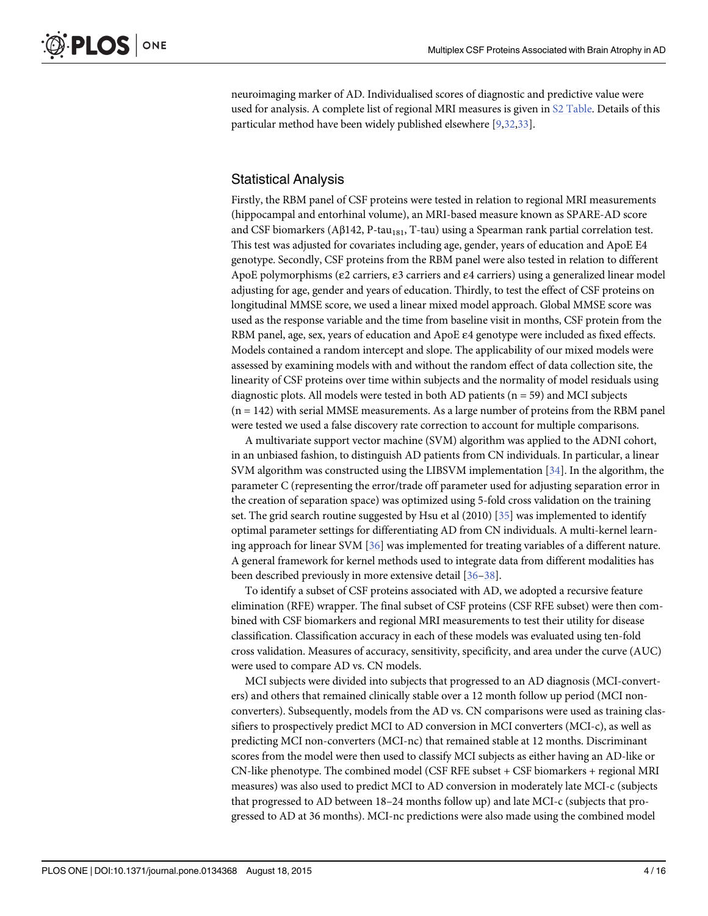neuroimaging marker of AD. Individualised scores of diagnostic and predictive value were used for analysis. A complete list of regional MRI measures is given in S2 Table. Details of this particular method have been widely published elsewhere [9,32,33].

## Statistical Analysis

Firstly, the RBM panel of CSF proteins were tested in relation to regional MRI measurements (hippocampal and entorhinal volume), an MRI-based measure known as SPARE-AD score and CSF biomarkers (Aβ142, P-tau$_{181}$, T-tau) using a Spearman rank partial correlation test. This test was adjusted for covariates including age, gender, years of education and ApoE E4 genotype. Secondly, CSF proteins from the RBM panel were also tested in relation to different ApoE polymorphisms (ε2 carriers, ε3 carriers and ε4 carriers) using a generalized linear model adjusting for age, gender and years of education. Thirdly, to test the effect of CSF proteins on longitudinal MMSE score, we used a linear mixed model approach. Global MMSE score was used as the response variable and the time from baseline visit in months, CSF protein from the RBM panel, age, sex, years of education and ApoE ε4 genotype were included as fixed effects. Models contained a random intercept and slope. The applicability of our mixed models were assessed by examining models with and without the random effect of data collection site, the linearity of CSF proteins over time within subjects and the normality of model residuals using diagnostic plots. All models were tested in both AD patients (n = 59) and MCI subjects (n = 142) with serial MMSE measurements. As a large number of proteins from the RBM panel were tested we used a false discovery rate correction to account for multiple comparisons.

A multivariate support vector machine (SVM) algorithm was applied to the ADNI cohort, in an unbiased fashion, to distinguish AD patients from CN individuals. In particular, a linear SVM algorithm was constructed using the LIBSVM implementation [34]. In the algorithm, the parameter C (representing the error/trade off parameter used for adjusting separation error in the creation of separation space) was optimized using 5-fold cross validation on the training set. The grid search routine suggested by Hsu et al (2010) [35] was implemented to identify optimal parameter settings for differentiating AD from CN individuals. A multi-kernel learning approach for linear SVM [36] was implemented for treating variables of a different nature. A general framework for kernel methods used to integrate data from different modalities has been described previously in more extensive detail [36–38].

To identify a subset of CSF proteins associated with AD, we adopted a recursive feature elimination (RFE) wrapper. The final subset of CSF proteins (CSF RFE subset) were then combined with CSF biomarkers and regional MRI measurements to test their utility for disease classification. Classification accuracy in each of these models was evaluated using ten-fold cross validation. Measures of accuracy, sensitivity, specificity, and area under the curve (AUC) were used to compare AD vs. CN models.

MCI subjects were divided into subjects that progressed to an AD diagnosis (MCI-converters) and others that remained clinically stable over a 12 month follow up period (MCI non-converters). Subsequently, models from the AD vs. CN comparisons were used as training classifiers to prospectively predict MCI to AD conversion in MCI converters (MCI-c), as well as predicting MCI non-converters (MCI-nc) that remained stable at 12 months. Discriminant scores from the model were then used to classify MCI subjects as either having an AD-like or CN-like phenotype. The combined model (CSF RFE subset + CSF biomarkers + regional MRI measures) was also used to predict MCI to AD conversion in moderately late MCI-c (subjects that progressed to AD between 18–24 months follow up) and late MCI-c (subjects that progressed to AD at 36 months). MCI-nc predictions were also made using the combined model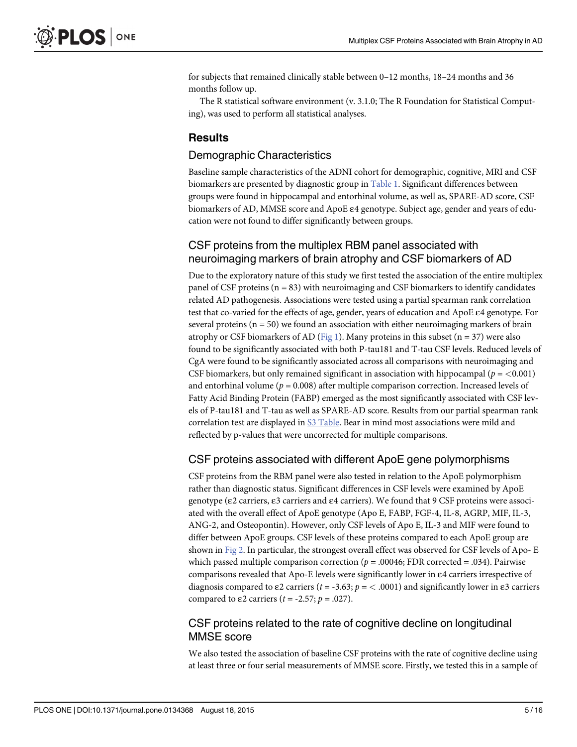for subjects that remained clinically stable between 0–12 months, 18–24 months and 36 months follow up.

The R statistical software environment (v. 3.1.0; The R Foundation for Statistical Computing), was used to perform all statistical analyses.

## Results

### Demographic Characteristics

Baseline sample characteristics of the ADNI cohort for demographic, cognitive, MRI and CSF biomarkers are presented by diagnostic group in Table 1. Significant differences between groups were found in hippocampal and entorhinal volume, as well as, SPARE-AD score, CSF biomarkers of AD, MMSE score and ApoE ε4 genotype. Subject age, gender and years of education were not found to differ significantly between groups.

### CSF proteins from the multiplex RBM panel associated with neuroimaging markers of brain atrophy and CSF biomarkers of AD

Due to the exploratory nature of this study we first tested the association of the entire multiplex panel of CSF proteins (n = 83) with neuroimaging and CSF biomarkers to identify candidates related AD pathogenesis. Associations were tested using a partial spearman rank correlation test that co-varied for the effects of age, gender, years of education and ApoE ε4 genotype. For several proteins (n = 50) we found an association with either neuroimaging markers of brain atrophy or CSF biomarkers of AD (Fig 1). Many proteins in this subset (n = 37) were also found to be significantly associated with both P-tau181 and T-tau CSF levels. Reduced levels of CgA were found to be significantly associated across all comparisons with neuroimaging and CSF biomarkers, but only remained significant in association with hippocampal ($p = <0.001$) and entorhinal volume ($p = 0.008$) after multiple comparison correction. Increased levels of Fatty Acid Binding Protein (FABP) emerged as the most significantly associated with CSF levels of P-tau181 and T-tau as well as SPARE-AD score. Results from our partial spearman rank correlation test are displayed in S3 Table. Bear in mind most associations were mild and reflected by p-values that were uncorrected for multiple comparisons.

### CSF proteins associated with different ApoE gene polymorphisms

CSF proteins from the RBM panel were also tested in relation to the ApoE polymorphism rather than diagnostic status. Significant differences in CSF levels were examined by ApoE genotype (ε2 carriers, ε3 carriers and ε4 carriers). We found that 9 CSF proteins were associated with the overall effect of ApoE genotype (Apo E, FABP, FGF-4, IL-8, AGRP, MIF, IL-3, ANG-2, and Osteopontin). However, only CSF levels of Apo E, IL-3 and MIF were found to differ between ApoE groups. CSF levels of these proteins compared to each ApoE group are shown in Fig 2. In particular, the strongest overall effect was observed for CSF levels of Apo- E which passed multiple comparison correction ($p = .00046$; FDR corrected = .034). Pairwise comparisons revealed that Apo-E levels were significantly lower in ε4 carriers irrespective of diagnosis compared to ε2 carriers ($t = -3.63$; $p = < .0001$) and significantly lower in ε3 carriers compared to ε2 carriers ($t = -2.57$; $p = .027$).

### CSF proteins related to the rate of cognitive decline on longitudinal MMSE score

We also tested the association of baseline CSF proteins with the rate of cognitive decline using at least three or four serial measurements of MMSE score. Firstly, we tested this in a sample of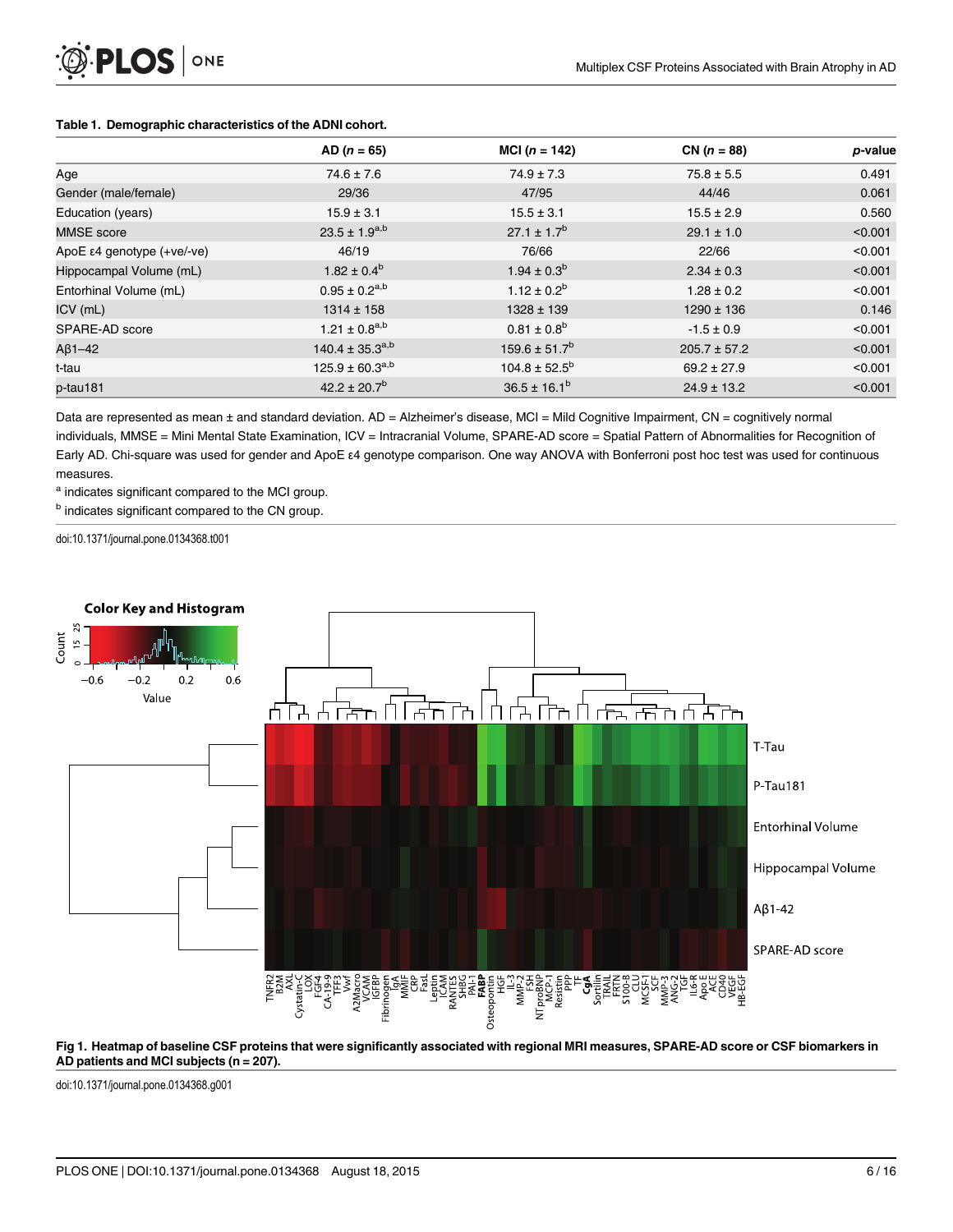**Table 1. Demographic characteristics of the ADNI cohort.**

| | AD (*n* = 65) | MCI (*n* = 142) | CN (*n* = 88) | *p*-value |
|---|---|---|---|---|
| Age | 74.6 ± 7.6 | 74.9 ± 7.3 | 75.8 ± 5.5 | 0.491 |
| Gender (male/female) | 29/36 | 47/95 | 44/46 | 0.061 |
| Education (years) | 15.9 ± 3.1 | 15.5 ± 3.1 | 15.5 ± 2.9 | 0.560 |
| MMSE score | 23.5 ± 1.9[a,b] | 27.1 ± 1.7[b] | 29.1 ± 1.0 | <0.001 |
| ApoE ε4 genotype (+ve/-ve) | 46/19 | 76/66 | 22/66 | <0.001 |
| Hippocampal Volume (mL) | 1.82 ± 0.4[b] | 1.94 ± 0.3[b] | 2.34 ± 0.3 | <0.001 |
| Entorhinal Volume (mL) | 0.95 ± 0.2[a,b] | 1.12 ± 0.2[b] | 1.28 ± 0.2 | <0.001 |
| ICV (mL) | 1314 ± 158 | 1328 ± 139 | 1290 ± 136 | 0.146 |
| SPARE-AD score | 1.21 ± 0.8[a,b] | 0.81 ± 0.8[b] | -1.5 ± 0.9 | <0.001 |
| Aβ1–42 | 140.4 ± 35.3[a,b] | 159.6 ± 51.7[b] | 205.7 ± 57.2 | <0.001 |
| t-tau | 125.9 ± 60.3[a,b] | 104.8 ± 52.5[b] | 69.2 ± 27.9 | <0.001 |
| p-tau181 | 42.2 ± 20.7[b] | 36.5 ± 16.1[b] | 24.9 ± 13.2 | <0.001 |

Data are represented as mean ± and standard deviation. AD = Alzheimer's disease, MCI = Mild Cognitive Impairment, CN = cognitively normal individuals, MMSE = Mini Mental State Examination, ICV = Intracranial Volume, SPARE-AD score = Spatial Pattern of Abnormalities for Recognition of Early AD. Chi-square was used for gender and ApoE ε4 genotype comparison. One way ANOVA with Bonferroni post hoc test was used for continuous measures.

[a] indicates significant compared to the MCI group.

[b] indicates significant compared to the CN group.

doi:10.1371/journal.pone.0134368.t001

**Fig 1. Heatmap of baseline CSF proteins that were significantly associated with regional MRI measures, SPARE-AD score or CSF biomarkers in AD patients and MCI subjects (n = 207).**

doi:10.1371/journal.pone.0134368.g001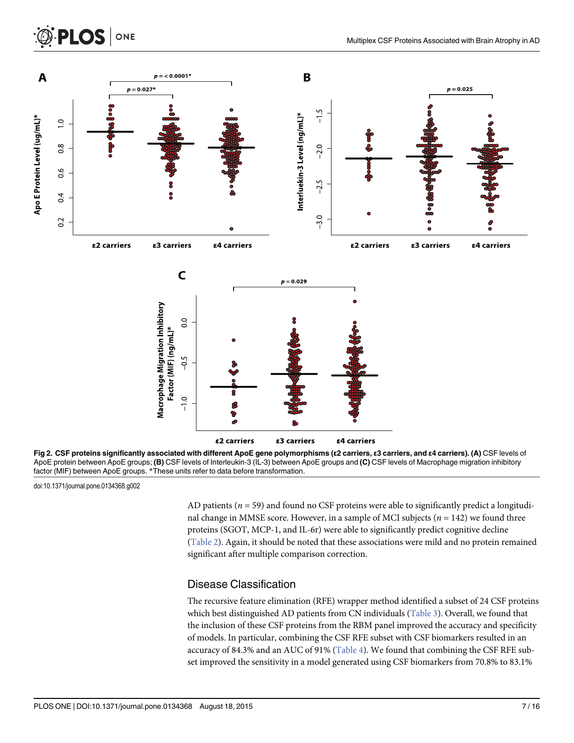**Fig 2. CSF proteins significantly associated with different ApoE gene polymorphisms (ε2 carriers, ε3 carriers, and ε4 carriers). (A)** CSF levels of ApoE protein between ApoE groups; **(B)** CSF levels of Interleukin-3 (IL-3) between ApoE groups and **(C)** CSF levels of Macrophage migration inhibitory factor (MIF) between ApoE groups. *These units refer to data before transformation.

doi:10.1371/journal.pone.0134368.g002

AD patients ($n = 59$) and found no CSF proteins were able to significantly predict a longitudinal change in MMSE score. However, in a sample of MCI subjects ($n = 142$) we found three proteins (SGOT, MCP-1, and IL-6r) were able to significantly predict cognitive decline (Table 2). Again, it should be noted that these associations were mild and no protein remained significant after multiple comparison correction.

## Disease Classification

The recursive feature elimination (RFE) wrapper method identified a subset of 24 CSF proteins which best distinguished AD patients from CN individuals (Table 3). Overall, we found that the inclusion of these CSF proteins from the RBM panel improved the accuracy and specificity of models. In particular, combining the CSF RFE subset with CSF biomarkers resulted in an accuracy of 84.3% and an AUC of 91% (Table 4). We found that combining the CSF RFE subset improved the sensitivity in a model generated using CSF biomarkers from 70.8% to 83.1%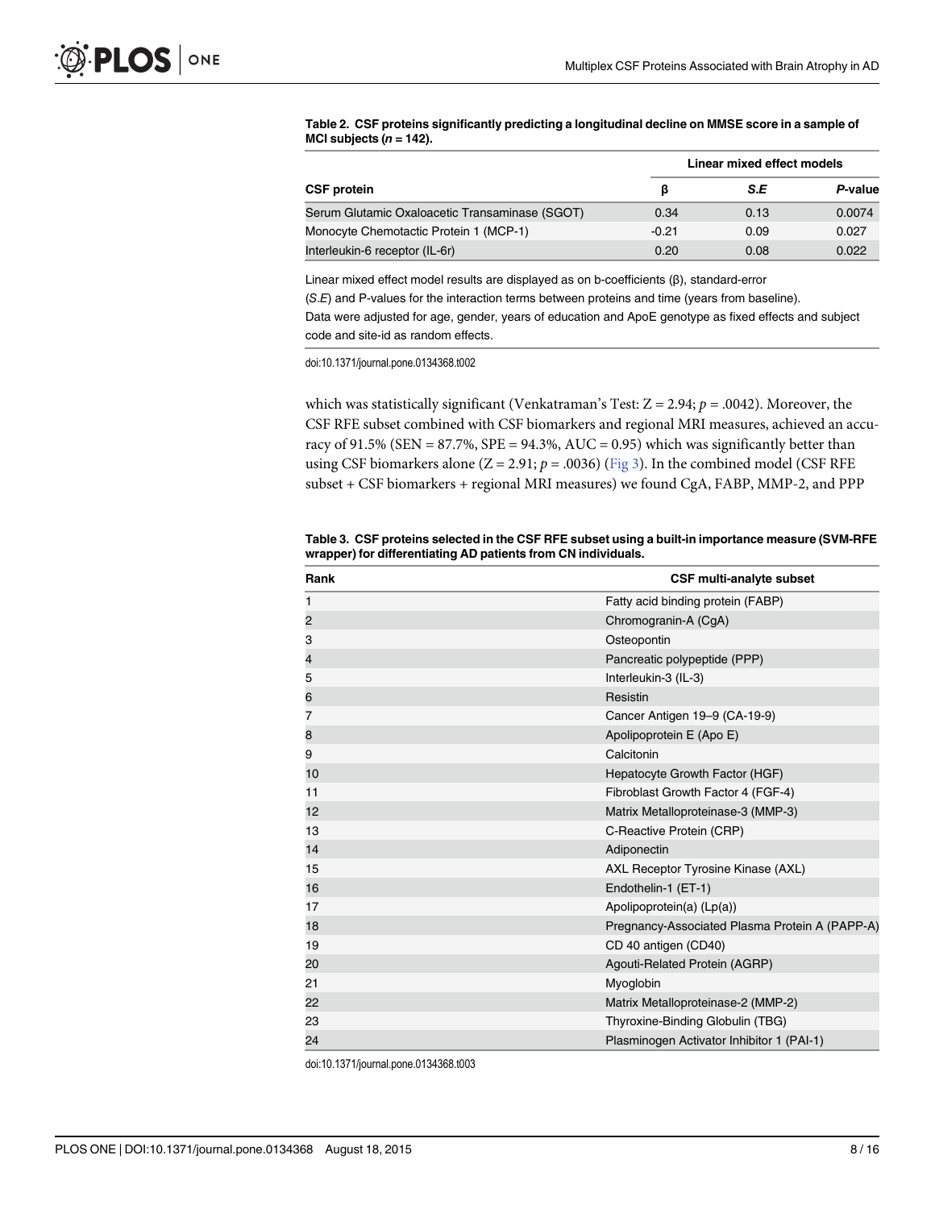**Table 2. CSF proteins significantly predicting a longitudinal decline on MMSE score in a sample of MCI subjects ($n$ = 142).**

| CSF protein | Linear mixed effect models | | |
|---|---|---|---|
| | β | *S.E* | *P*-value |
| Serum Glutamic Oxaloacetic Transaminase (SGOT) | 0.34 | 0.13 | 0.0074 |
| Monocyte Chemotactic Protein 1 (MCP-1) | -0.21 | 0.09 | 0.027 |
| Interleukin-6 receptor (IL-6r) | 0.20 | 0.08 | 0.022 |

Linear mixed effect model results are displayed as on b-coefficients (β), standard-error (*S.E*) and P-values for the interaction terms between proteins and time (years from baseline). Data were adjusted for age, gender, years of education and ApoE genotype as fixed effects and subject code and site-id as random effects.

doi:10.1371/journal.pone.0134368.t002

which was statistically significant (Venkatraman's Test: $Z = 2.94$; $p = .0042$). Moreover, the CSF RFE subset combined with CSF biomarkers and regional MRI measures, achieved an accuracy of 91.5% (SEN = 87.7%, SPE = 94.3%, AUC = 0.95) which was significantly better than using CSF biomarkers alone ($Z = 2.91$; $p = .0036$) (Fig 3). In the combined model (CSF RFE subset + CSF biomarkers + regional MRI measures) we found CgA, FABP, MMP-2, and PPP

**Table 3. CSF proteins selected in the CSF RFE subset using a built-in importance measure (SVM-RFE wrapper) for differentiating AD patients from CN individuals.**

| Rank | CSF multi-analyte subset |
|---|---|
| 1 | Fatty acid binding protein (FABP) |
| 2 | Chromogranin-A (CgA) |
| 3 | Osteopontin |
| 4 | Pancreatic polypeptide (PPP) |
| 5 | Interleukin-3 (IL-3) |
| 6 | Resistin |
| 7 | Cancer Antigen 19–9 (CA-19-9) |
| 8 | Apolipoprotein E (Apo E) |
| 9 | Calcitonin |
| 10 | Hepatocyte Growth Factor (HGF) |
| 11 | Fibroblast Growth Factor 4 (FGF-4) |
| 12 | Matrix Metalloproteinase-3 (MMP-3) |
| 13 | C-Reactive Protein (CRP) |
| 14 | Adiponectin |
| 15 | AXL Receptor Tyrosine Kinase (AXL) |
| 16 | Endothelin-1 (ET-1) |
| 17 | Apolipoprotein(a) (Lp(a)) |
| 18 | Pregnancy-Associated Plasma Protein A (PAPP-A) |
| 19 | CD 40 antigen (CD40) |
| 20 | Agouti-Related Protein (AGRP) |
| 21 | Myoglobin |
| 22 | Matrix Metalloproteinase-2 (MMP-2) |
| 23 | Thyroxine-Binding Globulin (TBG) |
| 24 | Plasminogen Activator Inhibitor 1 (PAI-1) |

doi:10.1371/journal.pone.0134368.t003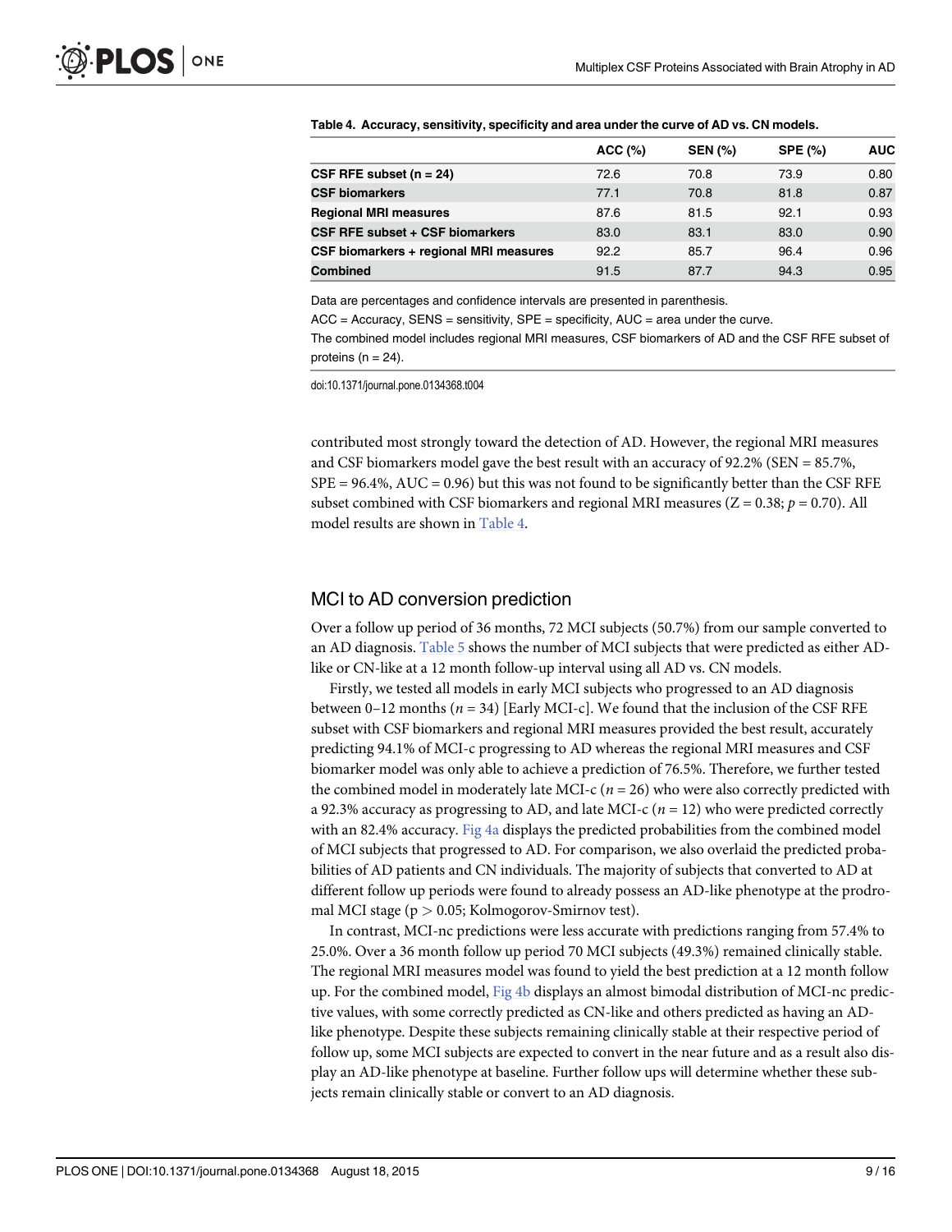**Table 4. Accuracy, sensitivity, specificity and area under the curve of AD vs. CN models.**

| | ACC (%) | SEN (%) | SPE (%) | AUC |
|---|---|---|---|---|
| **CSF RFE subset (n = 24)** | 72.6 | 70.8 | 73.9 | 0.80 |
| **CSF biomarkers** | 77.1 | 70.8 | 81.8 | 0.87 |
| **Regional MRI measures** | 87.6 | 81.5 | 92.1 | 0.93 |
| **CSF RFE subset + CSF biomarkers** | 83.0 | 83.1 | 83.0 | 0.90 |
| **CSF biomarkers + regional MRI measures** | 92.2 | 85.7 | 96.4 | 0.96 |
| **Combined** | 91.5 | 87.7 | 94.3 | 0.95 |

Data are percentages and confidence intervals are presented in parenthesis.

ACC = Accuracy, SENS = sensitivity, SPE = specificity, AUC = area under the curve.

The combined model includes regional MRI measures, CSF biomarkers of AD and the CSF RFE subset of proteins (n = 24).

doi:10.1371/journal.pone.0134368.t004

contributed most strongly toward the detection of AD. However, the regional MRI measures and CSF biomarkers model gave the best result with an accuracy of 92.2% (SEN = 85.7%, SPE = 96.4%, AUC = 0.96) but this was not found to be significantly better than the CSF RFE subset combined with CSF biomarkers and regional MRI measures ($Z = 0.38$; $p = 0.70$). All model results are shown in Table 4.

## MCI to AD conversion prediction

Over a follow up period of 36 months, 72 MCI subjects (50.7%) from our sample converted to an AD diagnosis. Table 5 shows the number of MCI subjects that were predicted as either AD-like or CN-like at a 12 month follow-up interval using all AD vs. CN models.

Firstly, we tested all models in early MCI subjects who progressed to an AD diagnosis between 0–12 months ($n = 34$) [Early MCI-c]. We found that the inclusion of the CSF RFE subset with CSF biomarkers and regional MRI measures provided the best result, accurately predicting 94.1% of MCI-c progressing to AD whereas the regional MRI measures and CSF biomarker model was only able to achieve a prediction of 76.5%. Therefore, we further tested the combined model in moderately late MCI-c ($n = 26$) who were also correctly predicted with a 92.3% accuracy as progressing to AD, and late MCI-c ($n = 12$) who were predicted correctly with an 82.4% accuracy. Fig 4a displays the predicted probabilities from the combined model of MCI subjects that progressed to AD. For comparison, we also overlaid the predicted probabilities of AD patients and CN individuals. The majority of subjects that converted to AD at different follow up periods were found to already possess an AD-like phenotype at the prodromal MCI stage ($p > 0.05$; Kolmogorov-Smirnov test).

In contrast, MCI-nc predictions were less accurate with predictions ranging from 57.4% to 25.0%. Over a 36 month follow up period 70 MCI subjects (49.3%) remained clinically stable. The regional MRI measures model was found to yield the best prediction at a 12 month follow up. For the combined model, Fig 4b displays an almost bimodal distribution of MCI-nc predictive values, with some correctly predicted as CN-like and others predicted as having an AD-like phenotype. Despite these subjects remaining clinically stable at their respective period of follow up, some MCI subjects are expected to convert in the near future and as a result also display an AD-like phenotype at baseline. Further follow ups will determine whether these subjects remain clinically stable or convert to an AD diagnosis.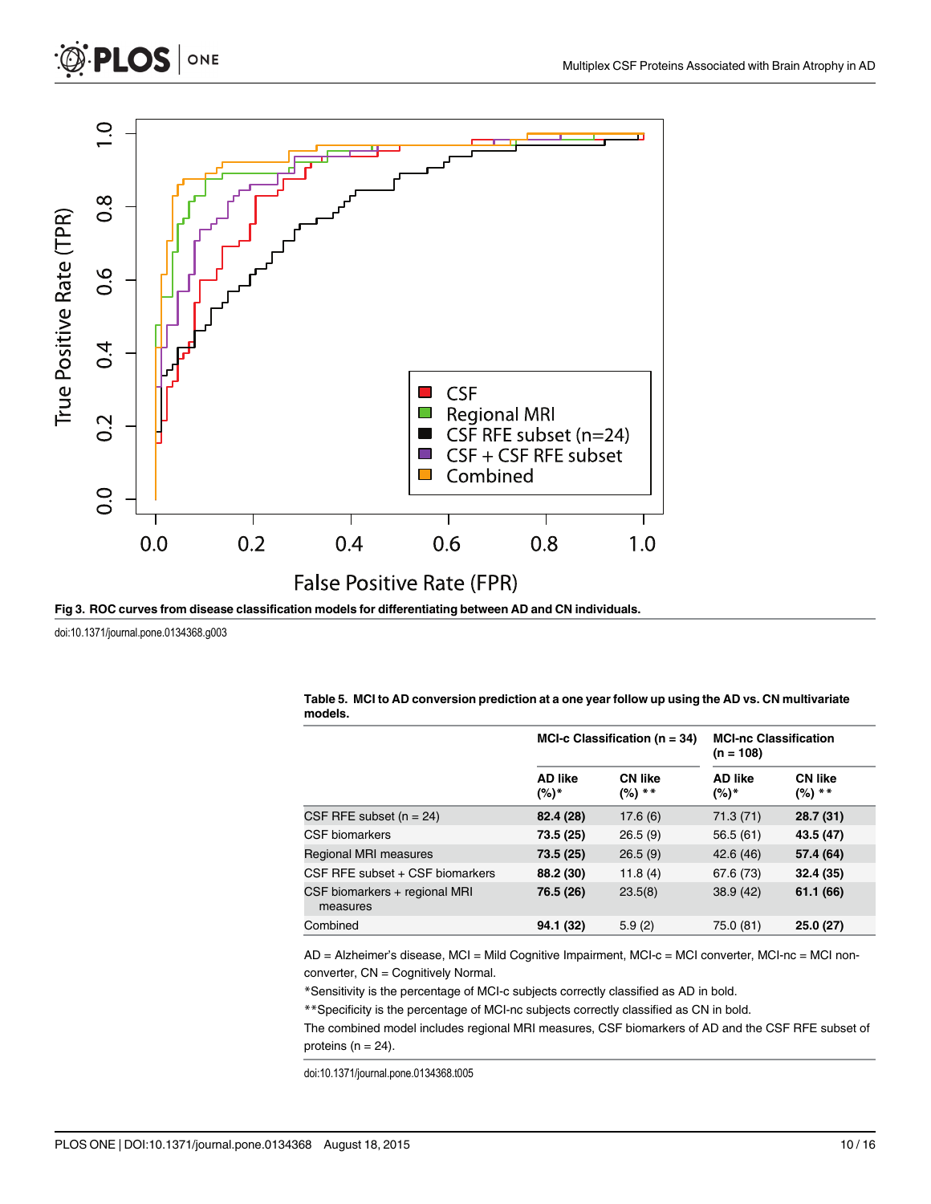**Fig 3. ROC curves from disease classification models for differentiating between AD and CN individuals.**

doi:10.1371/journal.pone.0134368.g003

**Table 5. MCI to AD conversion prediction at a one year follow up using the AD vs. CN multivariate models.**

| | MCI-c Classification (n = 34) | | MCI-nc Classification (n = 108) | |
|---|---|---|---|---|
| | AD like (%)* | CN like (%) ** | AD like (%)* | CN like (%) ** |
| CSF RFE subset (n = 24) | **82.4 (28)** | 17.6 (6) | 71.3 (71) | **28.7 (31)** |
| CSF biomarkers | **73.5 (25)** | 26.5 (9) | 56.5 (61) | **43.5 (47)** |
| Regional MRI measures | **73.5 (25)** | 26.5 (9) | 42.6 (46) | **57.4 (64)** |
| CSF RFE subset + CSF biomarkers | **88.2 (30)** | 11.8 (4) | 67.6 (73) | **32.4 (35)** |
| CSF biomarkers + regional MRI measures | **76.5 (26)** | 23.5(8) | 38.9 (42) | **61.1 (66)** |
| Combined | **94.1 (32)** | 5.9 (2) | 75.0 (81) | **25.0 (27)** |

AD = Alzheimer's disease, MCI = Mild Cognitive Impairment, MCI-c = MCI converter, MCI-nc = MCI non-converter, CN = Cognitively Normal.

*Sensitivity is the percentage of MCI-c subjects correctly classified as AD in bold.

**Specificity is the percentage of MCI-nc subjects correctly classified as CN in bold.

The combined model includes regional MRI measures, CSF biomarkers of AD and the CSF RFE subset of proteins (n = 24).

doi:10.1371/journal.pone.0134368.t005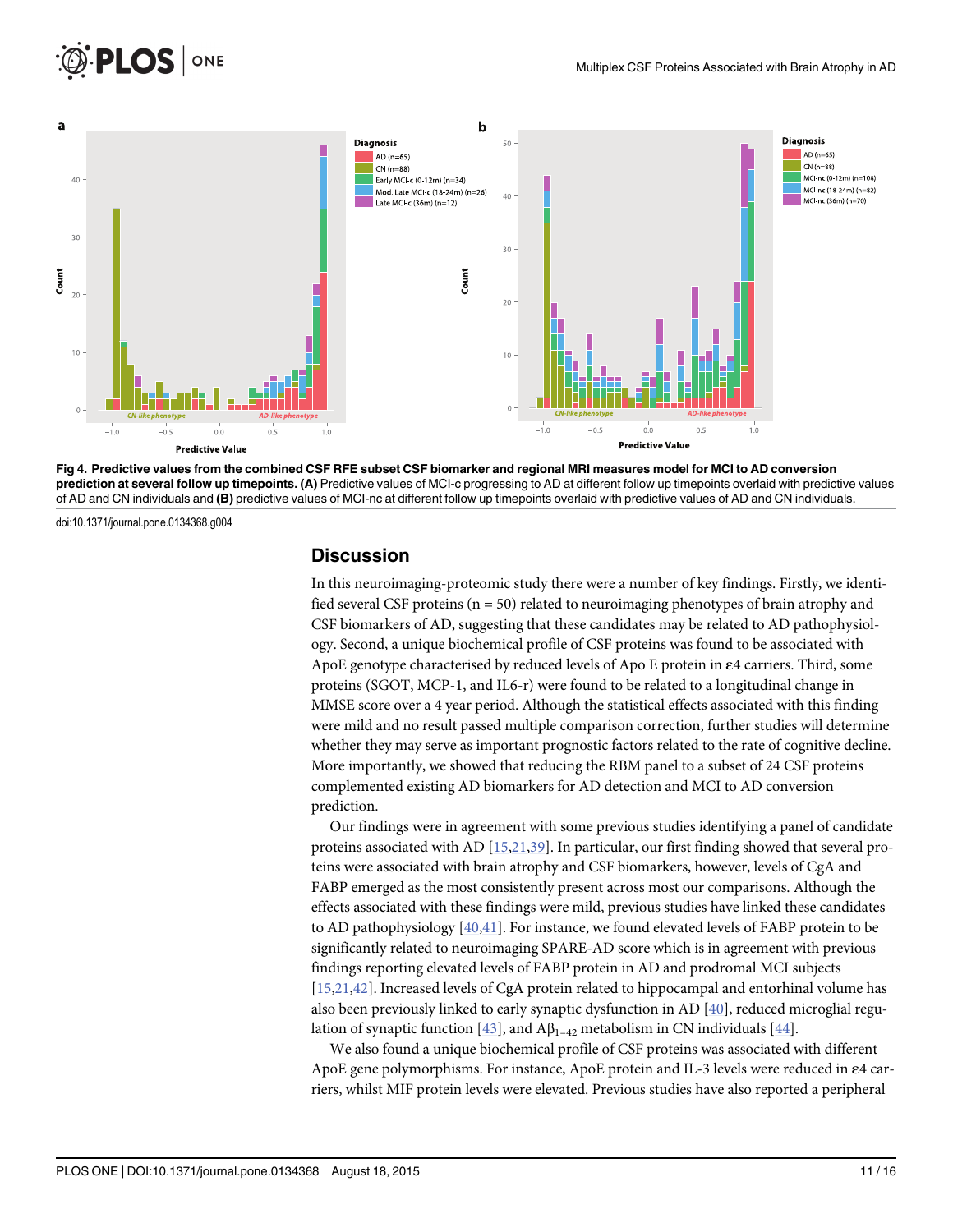Fig 4. Predictive values from the combined CSF RFE subset CSF biomarker and regional MRI measures model for MCI to AD conversion prediction at several follow up timepoints. (A) Predictive values of MCI-c progressing to AD at different follow up timepoints overlaid with predictive values of AD and CN individuals and (B) predictive values of MCI-nc at different follow up timepoints overlaid with predictive values of AD and CN individuals.

doi:10.1371/journal.pone.0134368.g004

## Discussion

In this neuroimaging-proteomic study there were a number of key findings. Firstly, we identified several CSF proteins (n = 50) related to neuroimaging phenotypes of brain atrophy and CSF biomarkers of AD, suggesting that these candidates may be related to AD pathophysiology. Second, a unique biochemical profile of CSF proteins was found to be associated with ApoE genotype characterised by reduced levels of Apo E protein in ε4 carriers. Third, some proteins (SGOT, MCP-1, and IL6-r) were found to be related to a longitudinal change in MMSE score over a 4 year period. Although the statistical effects associated with this finding were mild and no result passed multiple comparison correction, further studies will determine whether they may serve as important prognostic factors related to the rate of cognitive decline. More importantly, we showed that reducing the RBM panel to a subset of 24 CSF proteins complemented existing AD biomarkers for AD detection and MCI to AD conversion prediction.

Our findings were in agreement with some previous studies identifying a panel of candidate proteins associated with AD [15,21,39]. In particular, our first finding showed that several proteins were associated with brain atrophy and CSF biomarkers, however, levels of CgA and FABP emerged as the most consistently present across most our comparisons. Although the effects associated with these findings were mild, previous studies have linked these candidates to AD pathophysiology [40,41]. For instance, we found elevated levels of FABP protein to be significantly related to neuroimaging SPARE-AD score which is in agreement with previous findings reporting elevated levels of FABP protein in AD and prodromal MCI subjects [15,21,42]. Increased levels of CgA protein related to hippocampal and entorhinal volume has also been previously linked to early synaptic dysfunction in AD [40], reduced microglial regulation of synaptic function [43], and $A\beta_{1-42}$ metabolism in CN individuals [44].

We also found a unique biochemical profile of CSF proteins was associated with different ApoE gene polymorphisms. For instance, ApoE protein and IL-3 levels were reduced in ε4 carriers, whilst MIF protein levels were elevated. Previous studies have also reported a peripheral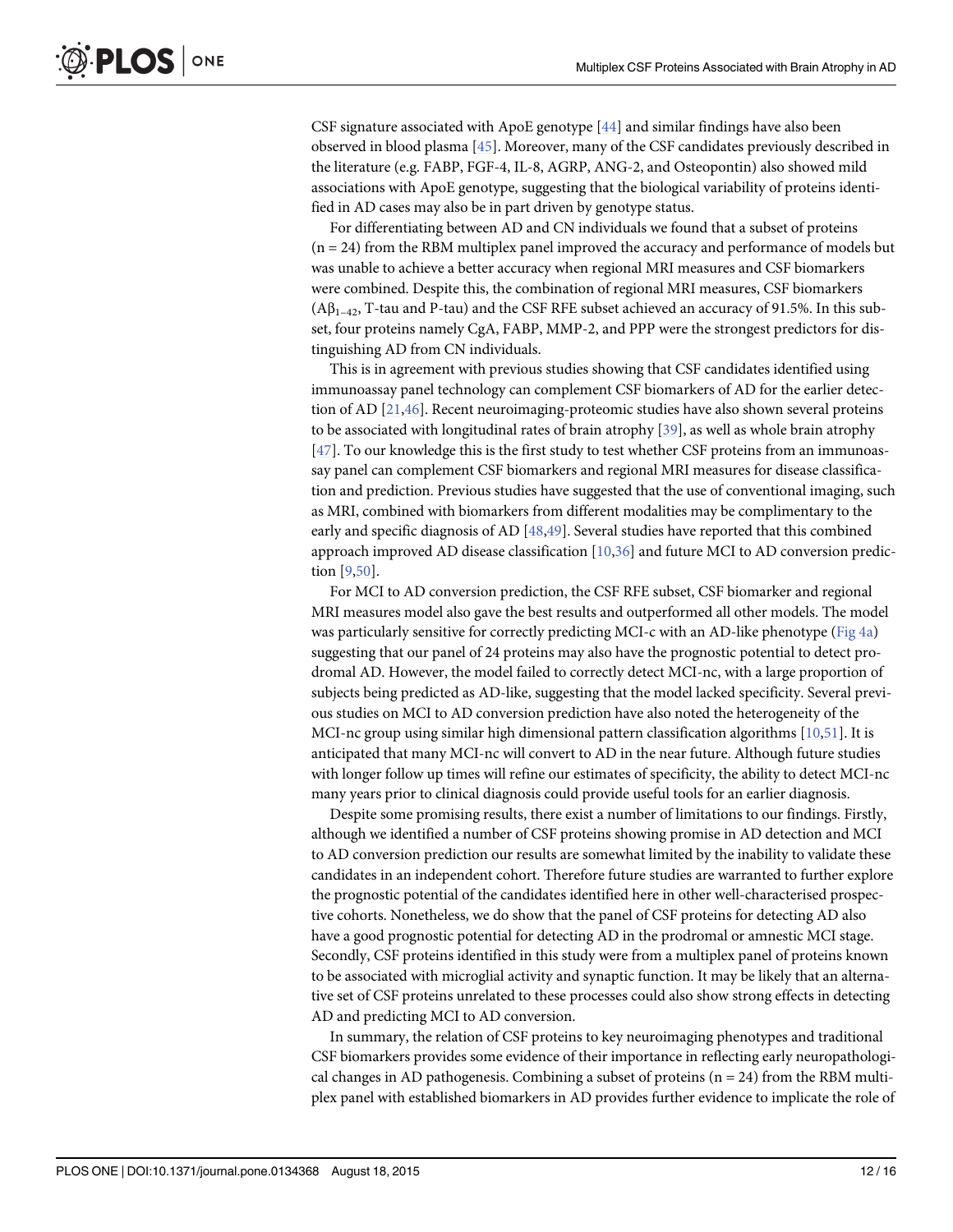CSF signature associated with ApoE genotype [44] and similar findings have also been observed in blood plasma [45]. Moreover, many of the CSF candidates previously described in the literature (e.g. FABP, FGF-4, IL-8, AGRP, ANG-2, and Osteopontin) also showed mild associations with ApoE genotype, suggesting that the biological variability of proteins identified in AD cases may also be in part driven by genotype status.

For differentiating between AD and CN individuals we found that a subset of proteins (n = 24) from the RBM multiplex panel improved the accuracy and performance of models but was unable to achieve a better accuracy when regional MRI measures and CSF biomarkers were combined. Despite this, the combination of regional MRI measures, CSF biomarkers ($A\beta_{1-42}$, T-tau and P-tau) and the CSF RFE subset achieved an accuracy of 91.5%. In this subset, four proteins namely CgA, FABP, MMP-2, and PPP were the strongest predictors for distinguishing AD from CN individuals.

This is in agreement with previous studies showing that CSF candidates identified using immunoassay panel technology can complement CSF biomarkers of AD for the earlier detection of AD [21,46]. Recent neuroimaging-proteomic studies have also shown several proteins to be associated with longitudinal rates of brain atrophy [39], as well as whole brain atrophy [47]. To our knowledge this is the first study to test whether CSF proteins from an immunoassay panel can complement CSF biomarkers and regional MRI measures for disease classification and prediction. Previous studies have suggested that the use of conventional imaging, such as MRI, combined with biomarkers from different modalities may be complimentary to the early and specific diagnosis of AD [48,49]. Several studies have reported that this combined approach improved AD disease classification [10,36] and future MCI to AD conversion prediction [9,50].

For MCI to AD conversion prediction, the CSF RFE subset, CSF biomarker and regional MRI measures model also gave the best results and outperformed all other models. The model was particularly sensitive for correctly predicting MCI-c with an AD-like phenotype (Fig 4a) suggesting that our panel of 24 proteins may also have the prognostic potential to detect prodromal AD. However, the model failed to correctly detect MCI-nc, with a large proportion of subjects being predicted as AD-like, suggesting that the model lacked specificity. Several previous studies on MCI to AD conversion prediction have also noted the heterogeneity of the MCI-nc group using similar high dimensional pattern classification algorithms [10,51]. It is anticipated that many MCI-nc will convert to AD in the near future. Although future studies with longer follow up times will refine our estimates of specificity, the ability to detect MCI-nc many years prior to clinical diagnosis could provide useful tools for an earlier diagnosis.

Despite some promising results, there exist a number of limitations to our findings. Firstly, although we identified a number of CSF proteins showing promise in AD detection and MCI to AD conversion prediction our results are somewhat limited by the inability to validate these candidates in an independent cohort. Therefore future studies are warranted to further explore the prognostic potential of the candidates identified here in other well-characterised prospective cohorts. Nonetheless, we do show that the panel of CSF proteins for detecting AD also have a good prognostic potential for detecting AD in the prodromal or amnestic MCI stage. Secondly, CSF proteins identified in this study were from a multiplex panel of proteins known to be associated with microglial activity and synaptic function. It may be likely that an alternative set of CSF proteins unrelated to these processes could also show strong effects in detecting AD and predicting MCI to AD conversion.

In summary, the relation of CSF proteins to key neuroimaging phenotypes and traditional CSF biomarkers provides some evidence of their importance in reflecting early neuropathological changes in AD pathogenesis. Combining a subset of proteins (n = 24) from the RBM multiplex panel with established biomarkers in AD provides further evidence to implicate the role of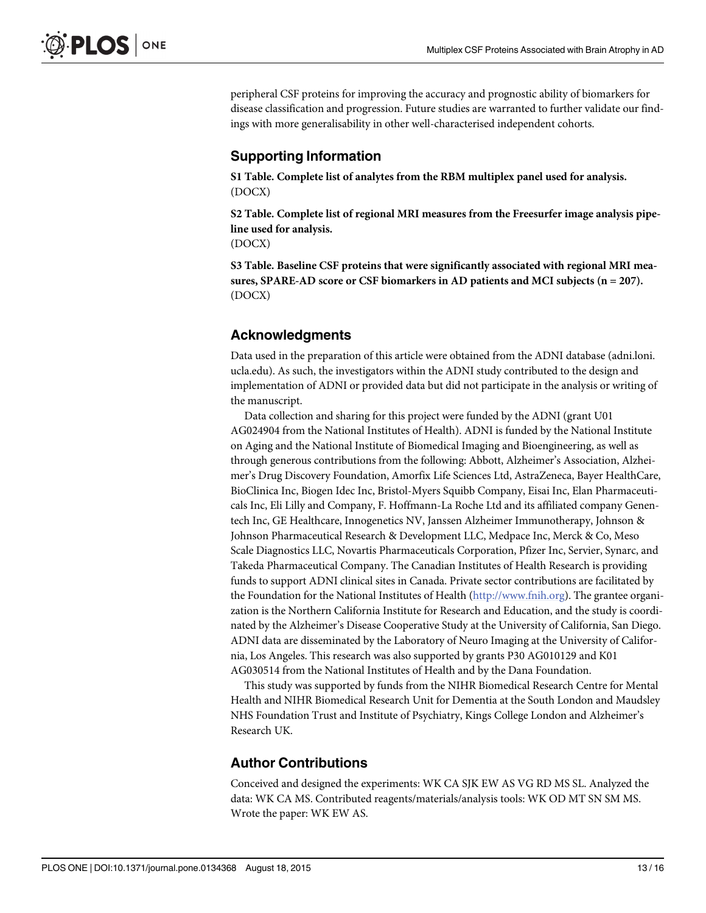peripheral CSF proteins for improving the accuracy and prognostic ability of biomarkers for disease classification and progression. Future studies are warranted to further validate our findings with more generalisability in other well-characterised independent cohorts.

## Supporting Information

**S1 Table. Complete list of analytes from the RBM multiplex panel used for analysis.**
(DOCX)

**S2 Table. Complete list of regional MRI measures from the Freesurfer image analysis pipeline used for analysis.**
(DOCX)

**S3 Table. Baseline CSF proteins that were significantly associated with regional MRI measures, SPARE-AD score or CSF biomarkers in AD patients and MCI subjects (n = 207).**
(DOCX)

## Acknowledgments

Data used in the preparation of this article were obtained from the ADNI database (adni.loni.ucla.edu). As such, the investigators within the ADNI study contributed to the design and implementation of ADNI or provided data but did not participate in the analysis or writing of the manuscript.

Data collection and sharing for this project were funded by the ADNI (grant U01 AG024904 from the National Institutes of Health). ADNI is funded by the National Institute on Aging and the National Institute of Biomedical Imaging and Bioengineering, as well as through generous contributions from the following: Abbott, Alzheimer's Association, Alzheimer's Drug Discovery Foundation, Amorfix Life Sciences Ltd, AstraZeneca, Bayer HealthCare, BioClinica Inc, Biogen Idec Inc, Bristol-Myers Squibb Company, Eisai Inc, Elan Pharmaceuticals Inc, Eli Lilly and Company, F. Hoffmann-La Roche Ltd and its affiliated company Genentech Inc, GE Healthcare, Innogenetics NV, Janssen Alzheimer Immunotherapy, Johnson & Johnson Pharmaceutical Research & Development LLC, Medpace Inc, Merck & Co, Meso Scale Diagnostics LLC, Novartis Pharmaceuticals Corporation, Pfizer Inc, Servier, Synarc, and Takeda Pharmaceutical Company. The Canadian Institutes of Health Research is providing funds to support ADNI clinical sites in Canada. Private sector contributions are facilitated by the Foundation for the National Institutes of Health (http://www.fnih.org). The grantee organization is the Northern California Institute for Research and Education, and the study is coordinated by the Alzheimer's Disease Cooperative Study at the University of California, San Diego. ADNI data are disseminated by the Laboratory of Neuro Imaging at the University of California, Los Angeles. This research was also supported by grants P30 AG010129 and K01 AG030514 from the National Institutes of Health and by the Dana Foundation.

This study was supported by funds from the NIHR Biomedical Research Centre for Mental Health and NIHR Biomedical Research Unit for Dementia at the South London and Maudsley NHS Foundation Trust and Institute of Psychiatry, Kings College London and Alzheimer's Research UK.

## Author Contributions

Conceived and designed the experiments: WK CA SJK EW AS VG RD MS SL. Analyzed the data: WK CA MS. Contributed reagents/materials/analysis tools: WK OD MT SN SM MS. Wrote the paper: WK EW AS.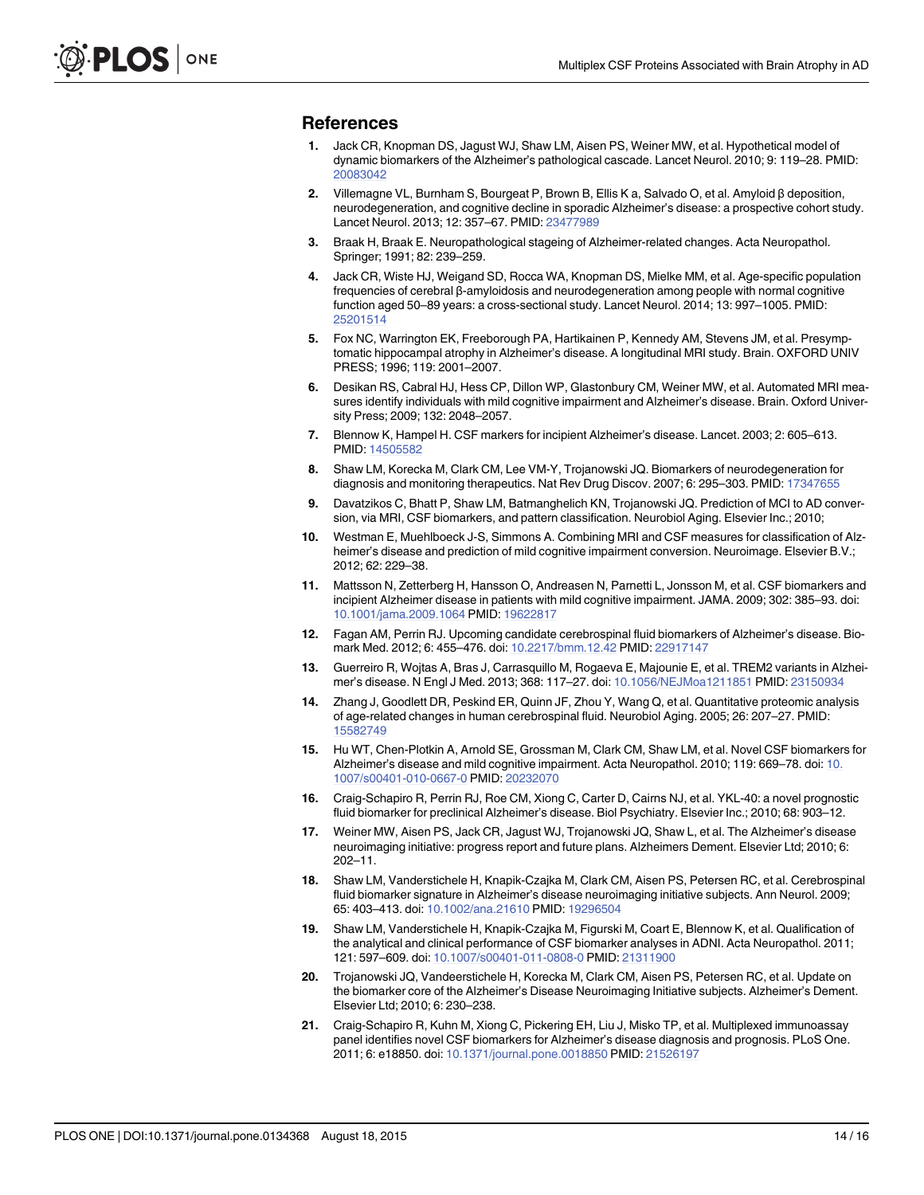## References

1. Jack CR, Knopman DS, Jagust WJ, Shaw LM, Aisen PS, Weiner MW, et al. Hypothetical model of dynamic biomarkers of the Alzheimer's pathological cascade. Lancet Neurol. 2010; 9: 119–28. PMID: 20083042
2. Villemagne VL, Burnham S, Bourgeat P, Brown B, Ellis K a, Salvado O, et al. Amyloid β deposition, neurodegeneration, and cognitive decline in sporadic Alzheimer's disease: a prospective cohort study. Lancet Neurol. 2013; 12: 357–67. PMID: 23477989
3. Braak H, Braak E. Neuropathological stageing of Alzheimer-related changes. Acta Neuropathol. Springer; 1991; 82: 239–259.
4. Jack CR, Wiste HJ, Weigand SD, Rocca WA, Knopman DS, Mielke MM, et al. Age-specific population frequencies of cerebral β-amyloidosis and neurodegeneration among people with normal cognitive function aged 50–89 years: a cross-sectional study. Lancet Neurol. 2014; 13: 997–1005. PMID: 25201514
5. Fox NC, Warrington EK, Freeborough PA, Hartikainen P, Kennedy AM, Stevens JM, et al. Presymptomatic hippocampal atrophy in Alzheimer's disease. A longitudinal MRI study. Brain. OXFORD UNIV PRESS; 1996; 119: 2001–2007.
6. Desikan RS, Cabral HJ, Hess CP, Dillon WP, Glastonbury CM, Weiner MW, et al. Automated MRI measures identify individuals with mild cognitive impairment and Alzheimer's disease. Brain. Oxford University Press; 2009; 132: 2048–2057.
7. Blennow K, Hampel H. CSF markers for incipient Alzheimer's disease. Lancet. 2003; 2: 605–613. PMID: 14505582
8. Shaw LM, Korecka M, Clark CM, Lee VM-Y, Trojanowski JQ. Biomarkers of neurodegeneration for diagnosis and monitoring therapeutics. Nat Rev Drug Discov. 2007; 6: 295–303. PMID: 17347655
9. Davatzikos C, Bhatt P, Shaw LM, Batmanghelich KN, Trojanowski JQ. Prediction of MCI to AD conversion, via MRI, CSF biomarkers, and pattern classification. Neurobiol Aging. Elsevier Inc.; 2010;
10. Westman E, Muehlboeck J-S, Simmons A. Combining MRI and CSF measures for classification of Alzheimer's disease and prediction of mild cognitive impairment conversion. Neuroimage. Elsevier B.V.; 2012; 62: 229–38.
11. Mattsson N, Zetterberg H, Hansson O, Andreasen N, Parnetti L, Jonsson M, et al. CSF biomarkers and incipient Alzheimer disease in patients with mild cognitive impairment. JAMA. 2009; 302: 385–93. doi: 10.1001/jama.2009.1064 PMID: 19622817
12. Fagan AM, Perrin RJ. Upcoming candidate cerebrospinal fluid biomarkers of Alzheimer's disease. Biomark Med. 2012; 6: 455–476. doi: 10.2217/bmm.12.42 PMID: 22917147
13. Guerreiro R, Wojtas A, Bras J, Carrasquillo M, Rogaeva E, Majounie E, et al. TREM2 variants in Alzheimer's disease. N Engl J Med. 2013; 368: 117–27. doi: 10.1056/NEJMoa1211851 PMID: 23150934
14. Zhang J, Goodlett DR, Peskind ER, Quinn JF, Zhou Y, Wang Q, et al. Quantitative proteomic analysis of age-related changes in human cerebrospinal fluid. Neurobiol Aging. 2005; 26: 207–27. PMID: 15582749
15. Hu WT, Chen-Plotkin A, Arnold SE, Grossman M, Clark CM, Shaw LM, et al. Novel CSF biomarkers for Alzheimer's disease and mild cognitive impairment. Acta Neuropathol. 2010; 119: 669–78. doi: 10.1007/s00401-010-0667-0 PMID: 20232070
16. Craig-Schapiro R, Perrin RJ, Roe CM, Xiong C, Carter D, Cairns NJ, et al. YKL-40: a novel prognostic fluid biomarker for preclinical Alzheimer's disease. Biol Psychiatry. Elsevier Inc.; 2010; 68: 903–12.
17. Weiner MW, Aisen PS, Jack CR, Jagust WJ, Trojanowski JQ, Shaw L, et al. The Alzheimer's disease neuroimaging initiative: progress report and future plans. Alzheimers Dement. Elsevier Ltd; 2010; 6: 202–11.
18. Shaw LM, Vanderstichele H, Knapik-Czajka M, Clark CM, Aisen PS, Petersen RC, et al. Cerebrospinal fluid biomarker signature in Alzheimer's disease neuroimaging initiative subjects. Ann Neurol. 2009; 65: 403–413. doi: 10.1002/ana.21610 PMID: 19296504
19. Shaw LM, Vanderstichele H, Knapik-Czajka M, Figurski M, Coart E, Blennow K, et al. Qualification of the analytical and clinical performance of CSF biomarker analyses in ADNI. Acta Neuropathol. 2011; 121: 597–609. doi: 10.1007/s00401-011-0808-0 PMID: 21311900
20. Trojanowski JQ, Vandeerstichele H, Korecka M, Clark CM, Aisen PS, Petersen RC, et al. Update on the biomarker core of the Alzheimer's Disease Neuroimaging Initiative subjects. Alzheimer's Dement. Elsevier Ltd; 2010; 6: 230–238.
21. Craig-Schapiro R, Kuhn M, Xiong C, Pickering EH, Liu J, Misko TP, et al. Multiplexed immunoassay panel identifies novel CSF biomarkers for Alzheimer's disease diagnosis and prognosis. PLoS One. 2011; 6: e18850. doi: 10.1371/journal.pone.0018850 PMID: 21526197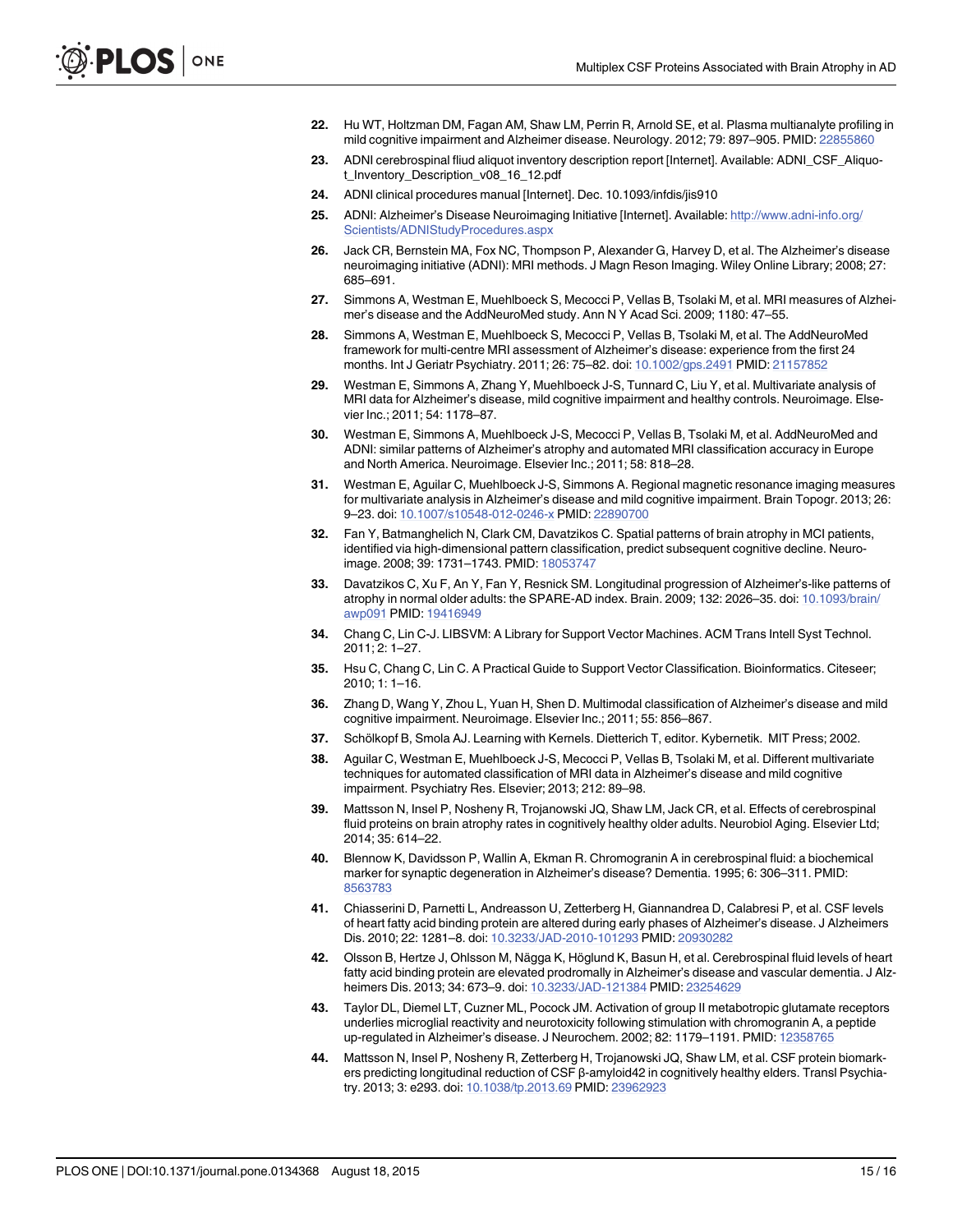22. Hu WT, Holtzman DM, Fagan AM, Shaw LM, Perrin R, Arnold SE, et al. Plasma multianalyte profiling in mild cognitive impairment and Alzheimer disease. Neurology. 2012; 79: 897–905. PMID: 22855860

23. ADNI cerebrospinal fliud aliquot inventory description report [Internet]. Available: ADNI_CSF_Aliquot_Inventory_Description_v08_16_12.pdf

24. ADNI clinical procedures manual [Internet]. Dec. 10.1093/infdis/jis910

25. ADNI: Alzheimer's Disease Neuroimaging Initiative [Internet]. Available: http://www.adni-info.org/Scientists/ADNIStudyProcedures.aspx

26. Jack CR, Bernstein MA, Fox NC, Thompson P, Alexander G, Harvey D, et al. The Alzheimer's disease neuroimaging initiative (ADNI): MRI methods. J Magn Reson Imaging. Wiley Online Library; 2008; 27: 685–691.

27. Simmons A, Westman E, Muehlboeck S, Mecocci P, Vellas B, Tsolaki M, et al. MRI measures of Alzheimer's disease and the AddNeuroMed study. Ann N Y Acad Sci. 2009; 1180: 47–55.

28. Simmons A, Westman E, Muehlboeck S, Mecocci P, Vellas B, Tsolaki M, et al. The AddNeuroMed framework for multi-centre MRI assessment of Alzheimer's disease: experience from the first 24 months. Int J Geriatr Psychiatry. 2011; 26: 75–82. doi: 10.1002/gps.2491 PMID: 21157852

29. Westman E, Simmons A, Zhang Y, Muehlboeck J-S, Tunnard C, Liu Y, et al. Multivariate analysis of MRI data for Alzheimer's disease, mild cognitive impairment and healthy controls. Neuroimage. Elsevier Inc.; 2011; 54: 1178–87.

30. Westman E, Simmons A, Muehlboeck J-S, Mecocci P, Vellas B, Tsolaki M, et al. AddNeuroMed and ADNI: similar patterns of Alzheimer's atrophy and automated MRI classification accuracy in Europe and North America. Neuroimage. Elsevier Inc.; 2011; 58: 818–28.

31. Westman E, Aguilar C, Muehlboeck J-S, Simmons A. Regional magnetic resonance imaging measures for multivariate analysis in Alzheimer's disease and mild cognitive impairment. Brain Topogr. 2013; 26: 9–23. doi: 10.1007/s10548-012-0246-x PMID: 22890700

32. Fan Y, Batmanghelich N, Clark CM, Davatzikos C. Spatial patterns of brain atrophy in MCI patients, identified via high-dimensional pattern classification, predict subsequent cognitive decline. Neuroimage. 2008; 39: 1731–1743. PMID: 18053747

33. Davatzikos C, Xu F, An Y, Fan Y, Resnick SM. Longitudinal progression of Alzheimer's-like patterns of atrophy in normal older adults: the SPARE-AD index. Brain. 2009; 132: 2026–35. doi: 10.1093/brain/awp091 PMID: 19416949

34. Chang C, Lin C-J. LIBSVM: A Library for Support Vector Machines. ACM Trans Intell Syst Technol. 2011; 2: 1–27.

35. Hsu C, Chang C, Lin C. A Practical Guide to Support Vector Classification. Bioinformatics. Citeseer; 2010; 1: 1–16.

36. Zhang D, Wang Y, Zhou L, Yuan H, Shen D. Multimodal classification of Alzheimer's disease and mild cognitive impairment. Neuroimage. Elsevier Inc.; 2011; 55: 856–867.

37. Schölkopf B, Smola AJ. Learning with Kernels. Dietterich T, editor. Kybernetik. MIT Press; 2002.

38. Aguilar C, Westman E, Muehlboeck J-S, Mecocci P, Vellas B, Tsolaki M, et al. Different multivariate techniques for automated classification of MRI data in Alzheimer's disease and mild cognitive impairment. Psychiatry Res. Elsevier; 2013; 212: 89–98.

39. Mattsson N, Insel P, Nosheny R, Trojanowski JQ, Shaw LM, Jack CR, et al. Effects of cerebrospinal fluid proteins on brain atrophy rates in cognitively healthy older adults. Neurobiol Aging. Elsevier Ltd; 2014; 35: 614–22.

40. Blennow K, Davidsson P, Wallin A, Ekman R. Chromogranin A in cerebrospinal fluid: a biochemical marker for synaptic degeneration in Alzheimer's disease? Dementia. 1995; 6: 306–311. PMID: 8563783

41. Chiasserini D, Parnetti L, Andreasson U, Zetterberg H, Giannandrea D, Calabresi P, et al. CSF levels of heart fatty acid binding protein are altered during early phases of Alzheimer's disease. J Alzheimers Dis. 2010; 22: 1281–8. doi: 10.3233/JAD-2010-101293 PMID: 20930282

42. Olsson B, Hertze J, Ohlsson M, Nägga K, Höglund K, Basun H, et al. Cerebrospinal fluid levels of heart fatty acid binding protein are elevated prodromally in Alzheimer's disease and vascular dementia. J Alzheimers Dis. 2013; 34: 673–9. doi: 10.3233/JAD-121384 PMID: 23254629

43. Taylor DL, Diemel LT, Cuzner ML, Pocock JM. Activation of group II metabotropic glutamate receptors underlies microglial reactivity and neurotoxicity following stimulation with chromogranin A, a peptide up-regulated in Alzheimer's disease. J Neurochem. 2002; 82: 1179–1191. PMID: 12358765

44. Mattsson N, Insel P, Nosheny R, Zetterberg H, Trojanowski JQ, Shaw LM, et al. CSF protein biomarkers predicting longitudinal reduction of CSF β-amyloid42 in cognitively healthy elders. Transl Psychiatry. 2013; 3: e293. doi: 10.1038/tp.2013.69 PMID: 23962923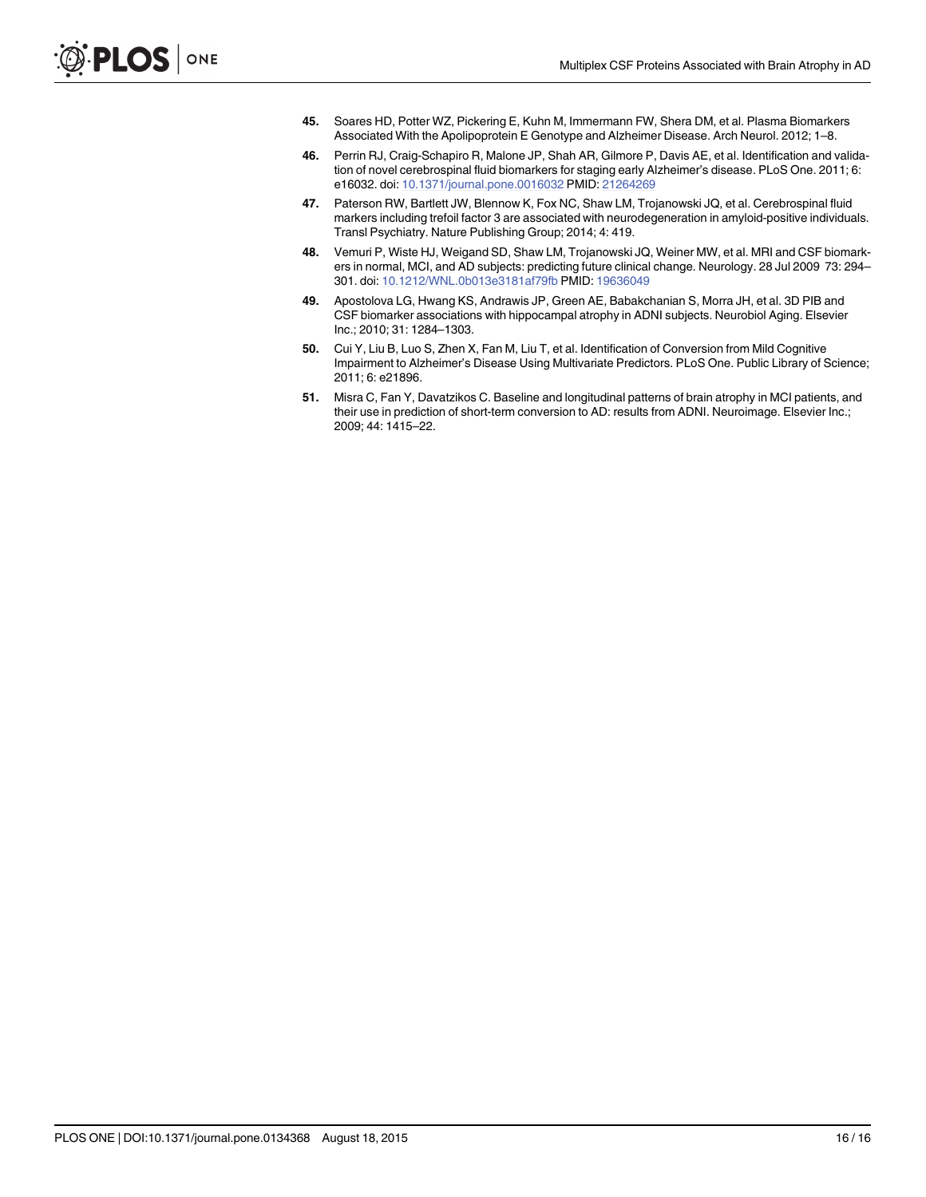45. Soares HD, Potter WZ, Pickering E, Kuhn M, Immermann FW, Shera DM, et al. Plasma Biomarkers Associated With the Apolipoprotein E Genotype and Alzheimer Disease. Arch Neurol. 2012; 1–8.

46. Perrin RJ, Craig-Schapiro R, Malone JP, Shah AR, Gilmore P, Davis AE, et al. Identification and validation of novel cerebrospinal fluid biomarkers for staging early Alzheimer's disease. PLoS One. 2011; 6: e16032. doi: 10.1371/journal.pone.0016032 PMID: 21264269

47. Paterson RW, Bartlett JW, Blennow K, Fox NC, Shaw LM, Trojanowski JQ, et al. Cerebrospinal fluid markers including trefoil factor 3 are associated with neurodegeneration in amyloid-positive individuals. Transl Psychiatry. Nature Publishing Group; 2014; 4: 419.

48. Vemuri P, Wiste HJ, Weigand SD, Shaw LM, Trojanowski JQ, Weiner MW, et al. MRI and CSF biomarkers in normal, MCI, and AD subjects: predicting future clinical change. Neurology. 28 Jul 2009 73: 294–301. doi: 10.1212/WNL.0b013e3181af79fb PMID: 19636049

49. Apostolova LG, Hwang KS, Andrawis JP, Green AE, Babakchanian S, Morra JH, et al. 3D PIB and CSF biomarker associations with hippocampal atrophy in ADNI subjects. Neurobiol Aging. Elsevier Inc.; 2010; 31: 1284–1303.

50. Cui Y, Liu B, Luo S, Zhen X, Fan M, Liu T, et al. Identification of Conversion from Mild Cognitive Impairment to Alzheimer's Disease Using Multivariate Predictors. PLoS One. Public Library of Science; 2011; 6: e21896.

51. Misra C, Fan Y, Davatzikos C. Baseline and longitudinal patterns of brain atrophy in MCI patients, and their use in prediction of short-term conversion to AD: results from ADNI. Neuroimage. Elsevier Inc.; 2009; 44: 1415–22.